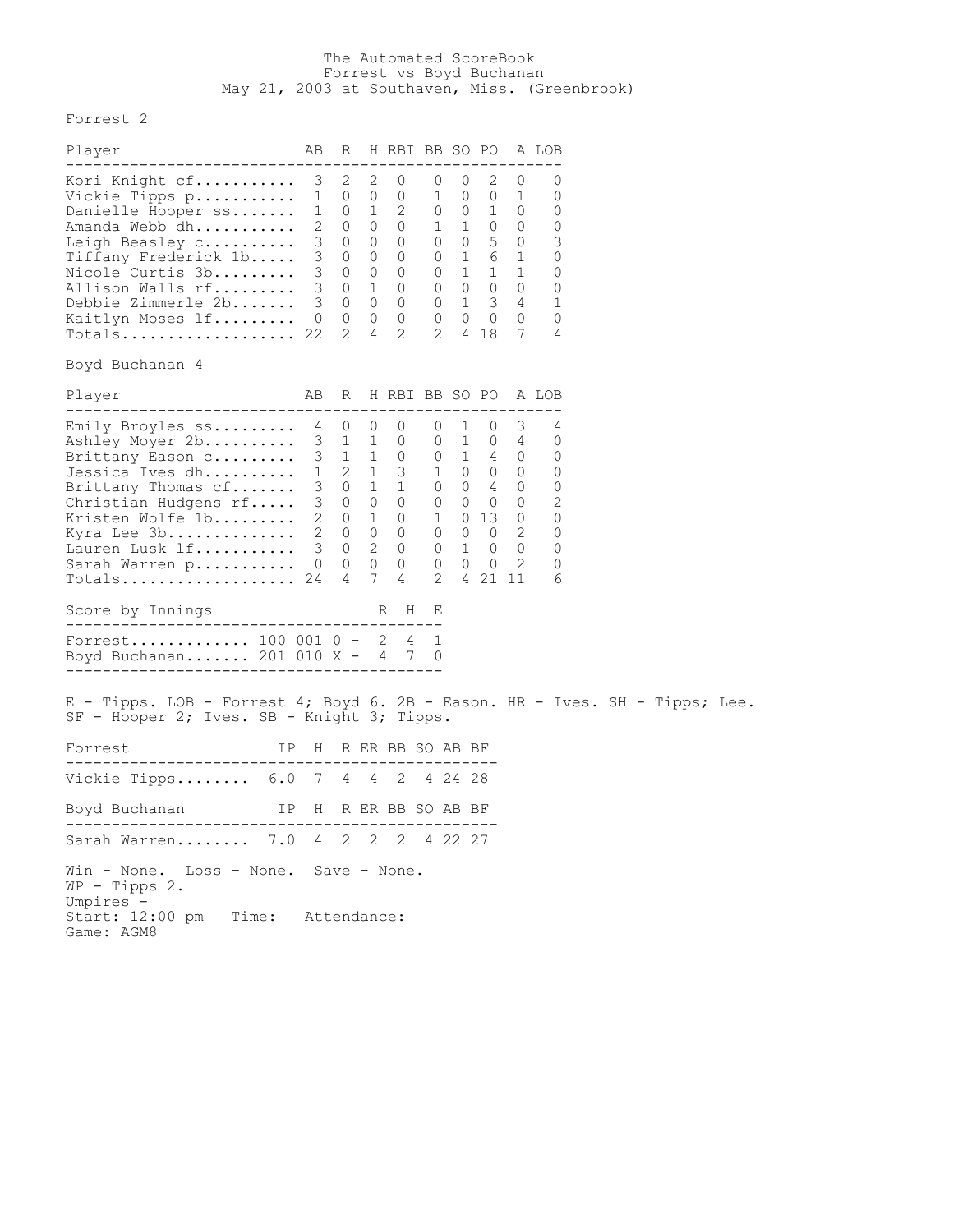The Automated ScoreBook
Forrest vs Boyd Buchanan
May 21, 2003 at Southaven, Miss. (Greenbrook)

Forrest 2

| Player | AB | R | H | RBI | BB | SO | PO | A | LOB |
|---|---|---|---|---|---|---|---|---|---|
| Kori Knight cf | 3 | 2 | 2 | 0 | 0 | 0 | 2 | 0 | 0 |
| Vickie Tipps p | 1 | 0 | 0 | 0 | 1 | 0 | 0 | 1 | 0 |
| Danielle Hooper ss | 1 | 0 | 1 | 2 | 0 | 0 | 1 | 0 | 0 |
| Amanda Webb dh | 2 | 0 | 0 | 0 | 1 | 1 | 0 | 0 | 0 |
| Leigh Beasley c | 3 | 0 | 0 | 0 | 0 | 0 | 5 | 0 | 3 |
| Tiffany Frederick 1b | 3 | 0 | 0 | 0 | 0 | 1 | 6 | 1 | 0 |
| Nicole Curtis 3b | 3 | 0 | 0 | 0 | 0 | 1 | 1 | 1 | 0 |
| Allison Walls rf | 3 | 0 | 1 | 0 | 0 | 0 | 0 | 0 | 0 |
| Debbie Zimmerle 2b | 3 | 0 | 0 | 0 | 0 | 1 | 3 | 4 | 1 |
| Kaitlyn Moses lf | 0 | 0 | 0 | 0 | 0 | 0 | 0 | 0 | 0 |
| Totals | 22 | 2 | 4 | 2 | 2 | 4 | 18 | 7 | 4 |

Boyd Buchanan 4

| Player | AB | R | H | RBI | BB | SO | PO | A | LOB |
|---|---|---|---|---|---|---|---|---|---|
| Emily Broyles ss | 4 | 0 | 0 | 0 | 0 | 1 | 0 | 3 | 4 |
| Ashley Moyer 2b | 3 | 1 | 1 | 0 | 0 | 1 | 0 | 4 | 0 |
| Brittany Eason c | 3 | 1 | 1 | 0 | 0 | 1 | 4 | 0 | 0 |
| Jessica Ives dh | 1 | 2 | 1 | 3 | 1 | 0 | 0 | 0 | 0 |
| Brittany Thomas cf | 3 | 0 | 1 | 1 | 0 | 0 | 4 | 0 | 0 |
| Christian Hudgens rf | 3 | 0 | 0 | 0 | 0 | 0 | 0 | 0 | 2 |
| Kristen Wolfe 1b | 2 | 0 | 1 | 0 | 1 | 0 | 13 | 0 | 0 |
| Kyra Lee 3b | 2 | 0 | 0 | 0 | 0 | 0 | 0 | 2 | 0 |
| Lauren Lusk lf | 3 | 0 | 2 | 0 | 0 | 1 | 0 | 0 | 0 |
| Sarah Warren p | 0 | 0 | 0 | 0 | 0 | 0 | 0 | 2 | 0 |
| Totals | 24 | 4 | 7 | 4 | 2 | 4 | 21 | 11 | 6 |

| Score by Innings | | R | H | E |
|---|---|---|---|---|
| Forrest | 100 001 0 - | 2 | 4 | 1 |
| Boyd Buchanan | 201 010 X - | 4 | 7 | 0 |

E - Tipps. LOB - Forrest 4; Boyd 6. 2B - Eason. HR - Ives. SH - Tipps; Lee. SF - Hooper 2; Ives. SB - Knight 3; Tipps.

| Forrest | IP | H | R | ER | BB | SO | AB | BF |
|---|---|---|---|---|---|---|---|---|
| Vickie Tipps | 6.0 | 7 | 4 | 4 | 2 | 4 | 24 | 28 |

| Boyd Buchanan | IP | H | R | ER | BB | SO | AB | BF |
|---|---|---|---|---|---|---|---|---|
| Sarah Warren | 7.0 | 4 | 2 | 2 | 2 | 4 | 22 | 27 |

Win - None. Loss - None. Save - None.
WP - Tipps 2.
Umpires -
Start: 12:00 pm Time: Attendance:
Game: AGM8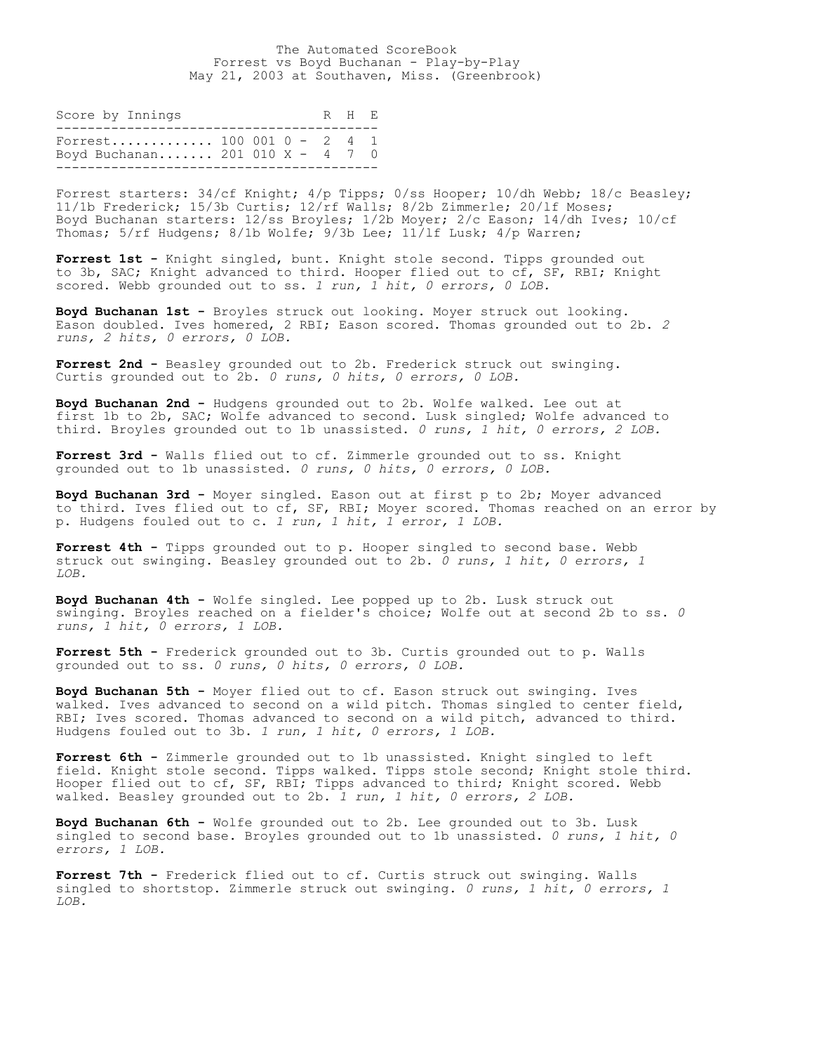The Automated ScoreBook
Forrest vs Boyd Buchanan - Play-by-Play
May 21, 2003 at Southaven, Miss. (Greenbrook)

| Score by Innings | | R | H | E |
|---|---|---|---|---|
| Forrest | 100 001 0 - | 2 | 4 | 1 |
| Boyd Buchanan | 201 010 X - | 4 | 7 | 0 |

Forrest starters: 34/cf Knight; 4/p Tipps; 0/ss Hooper; 10/dh Webb; 18/c Beasley; 11/1b Frederick; 15/3b Curtis; 12/rf Walls; 8/2b Zimmerle; 20/lf Moses;
Boyd Buchanan starters: 12/ss Broyles; 1/2b Moyer; 2/c Eason; 14/dh Ives; 10/cf Thomas; 5/rf Hudgens; 8/1b Wolfe; 9/3b Lee; 11/lf Lusk; 4/p Warren;

**Forrest 1st -** Knight singled, bunt. Knight stole second. Tipps grounded out to 3b, SAC; Knight advanced to third. Hooper flied out to cf, SF, RBI; Knight scored. Webb grounded out to ss. *1 run, 1 hit, 0 errors, 0 LOB.*

**Boyd Buchanan 1st -** Broyles struck out looking. Moyer struck out looking. Eason doubled. Ives homered, 2 RBI; Eason scored. Thomas grounded out to 2b. *2 runs, 2 hits, 0 errors, 0 LOB.*

**Forrest 2nd -** Beasley grounded out to 2b. Frederick struck out swinging. Curtis grounded out to 2b. *0 runs, 0 hits, 0 errors, 0 LOB.*

**Boyd Buchanan 2nd -** Hudgens grounded out to 2b. Wolfe walked. Lee out at first 1b to 2b, SAC; Wolfe advanced to second. Lusk singled; Wolfe advanced to third. Broyles grounded out to 1b unassisted. *0 runs, 1 hit, 0 errors, 2 LOB.*

**Forrest 3rd -** Walls flied out to cf. Zimmerle grounded out to ss. Knight grounded out to 1b unassisted. *0 runs, 0 hits, 0 errors, 0 LOB.*

**Boyd Buchanan 3rd -** Moyer singled. Eason out at first p to 2b; Moyer advanced to third. Ives flied out to cf, SF, RBI; Moyer scored. Thomas reached on an error by p. Hudgens fouled out to c. *1 run, 1 hit, 1 error, 1 LOB.*

**Forrest 4th -** Tipps grounded out to p. Hooper singled to second base. Webb struck out swinging. Beasley grounded out to 2b. *0 runs, 1 hit, 0 errors, 1 LOB.*

**Boyd Buchanan 4th -** Wolfe singled. Lee popped up to 2b. Lusk struck out swinging. Broyles reached on a fielder's choice; Wolfe out at second 2b to ss. *0 runs, 1 hit, 0 errors, 1 LOB.*

**Forrest 5th -** Frederick grounded out to 3b. Curtis grounded out to p. Walls grounded out to ss. *0 runs, 0 hits, 0 errors, 0 LOB.*

**Boyd Buchanan 5th -** Moyer flied out to cf. Eason struck out swinging. Ives walked. Ives advanced to second on a wild pitch. Thomas singled to center field, RBI; Ives scored. Thomas advanced to second on a wild pitch, advanced to third. Hudgens fouled out to 3b. *1 run, 1 hit, 0 errors, 1 LOB.*

**Forrest 6th -** Zimmerle grounded out to 1b unassisted. Knight singled to left field. Knight stole second. Tipps walked. Tipps stole second; Knight stole third. Hooper flied out to cf, SF, RBI; Tipps advanced to third; Knight scored. Webb walked. Beasley grounded out to 2b. *1 run, 1 hit, 0 errors, 2 LOB.*

**Boyd Buchanan 6th -** Wolfe grounded out to 2b. Lee grounded out to 3b. Lusk singled to second base. Broyles grounded out to 1b unassisted. *0 runs, 1 hit, 0 errors, 1 LOB.*

**Forrest 7th -** Frederick flied out to cf. Curtis struck out swinging. Walls singled to shortstop. Zimmerle struck out swinging. *0 runs, 1 hit, 0 errors, 1 LOB.*